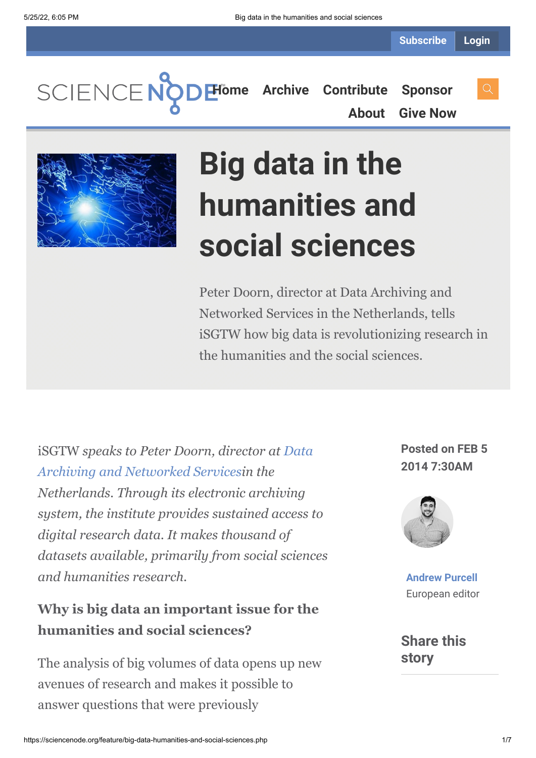Subscribe Login

SCIENCE NODE

Home Archive Contribute Sponsor About Give Now

# Big data in the humanities and social sciences

Peter Doorn, director at Data Archiving and Networked Services in the Netherlands, tells iSGTW how big data is revolutionizing research in the humanities and the social sciences.

**Posted on FEB 5 2014 7:30AM**

**Andrew Purcell**
European editor

## Share this story

iSGTW *speaks to Peter Doorn, director at* *Data Archiving and Networked Services**in the Netherlands. Through its electronic archiving system, the institute provides sustained access to digital research data. It makes thousand of datasets available, primarily from social sciences and humanities research.*

### Why is big data an important issue for the humanities and social sciences?

The analysis of big volumes of data opens up new avenues of research and makes it possible to answer questions that were previously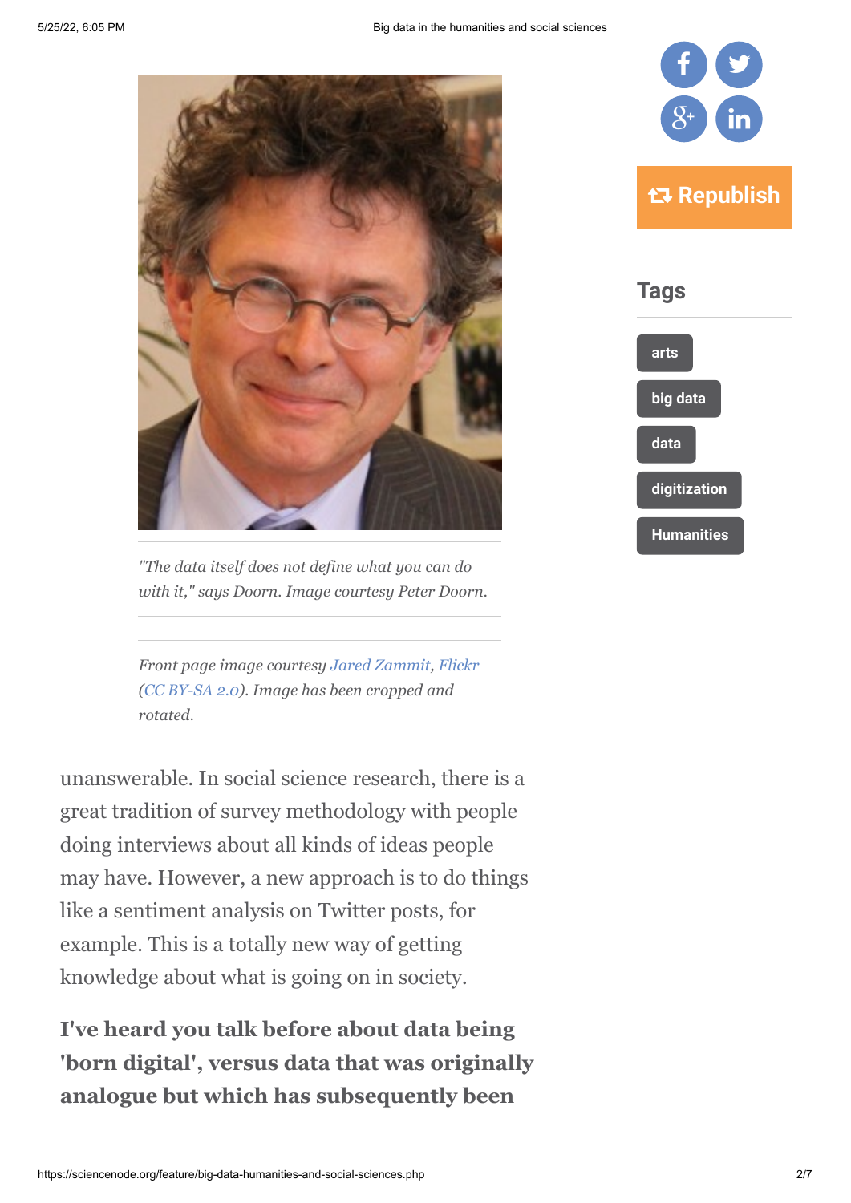*"The data itself does not define what you can do with it," says Doorn. Image courtesy Peter Doorn.*

*Front page image courtesy Jared Zammit, Flickr (CC BY-SA 2.0). Image has been cropped and rotated.*

unanswerable. In social science research, there is a great tradition of survey methodology with people doing interviews about all kinds of ideas people may have. However, a new approach is to do things like a sentiment analysis on Twitter posts, for example. This is a totally new way of getting knowledge about what is going on in society.

**I've heard you talk before about data being 'born digital', versus data that was originally analogue but which has subsequently been**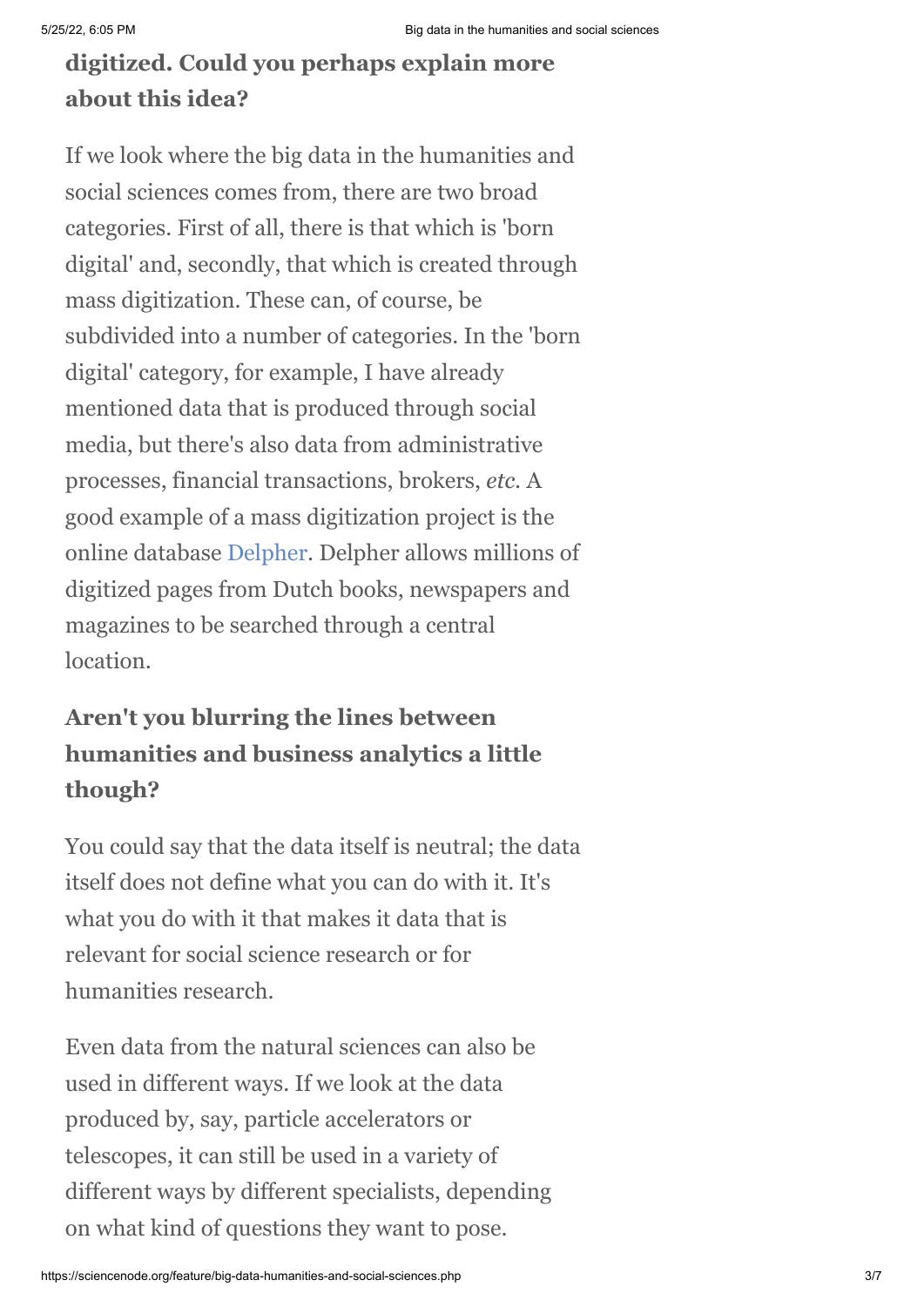**digitized. Could you perhaps explain more about this idea?**

If we look where the big data in the humanities and social sciences comes from, there are two broad categories. First of all, there is that which is 'born digital' and, secondly, that which is created through mass digitization. These can, of course, be subdivided into a number of categories. In the 'born digital' category, for example, I have already mentioned data that is produced through social media, but there's also data from administrative processes, financial transactions, brokers, *etc*. A good example of a mass digitization project is the online database Delpher. Delpher allows millions of digitized pages from Dutch books, newspapers and magazines to be searched through a central location.

**Aren't you blurring the lines between humanities and business analytics a little though?**

You could say that the data itself is neutral; the data itself does not define what you can do with it. It's what you do with it that makes it data that is relevant for social science research or for humanities research.

Even data from the natural sciences can also be used in different ways. If we look at the data produced by, say, particle accelerators or telescopes, it can still be used in a variety of different ways by different specialists, depending on what kind of questions they want to pose.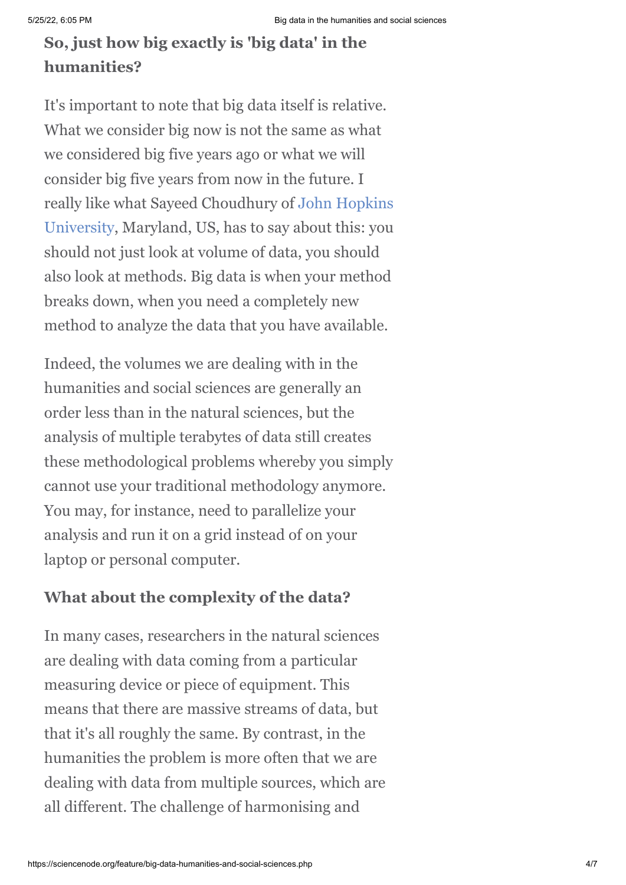**So, just how big exactly is 'big data' in the humanities?**

It's important to note that big data itself is relative. What we consider big now is not the same as what we considered big five years ago or what we will consider big five years from now in the future. I really like what Sayeed Choudhury of John Hopkins University, Maryland, US, has to say about this: you should not just look at volume of data, you should also look at methods. Big data is when your method breaks down, when you need a completely new method to analyze the data that you have available.

Indeed, the volumes we are dealing with in the humanities and social sciences are generally an order less than in the natural sciences, but the analysis of multiple terabytes of data still creates these methodological problems whereby you simply cannot use your traditional methodology anymore. You may, for instance, need to parallelize your analysis and run it on a grid instead of on your laptop or personal computer.

**What about the complexity of the data?**

In many cases, researchers in the natural sciences are dealing with data coming from a particular measuring device or piece of equipment. This means that there are massive streams of data, but that it's all roughly the same. By contrast, in the humanities the problem is more often that we are dealing with data from multiple sources, which are all different. The challenge of harmonising and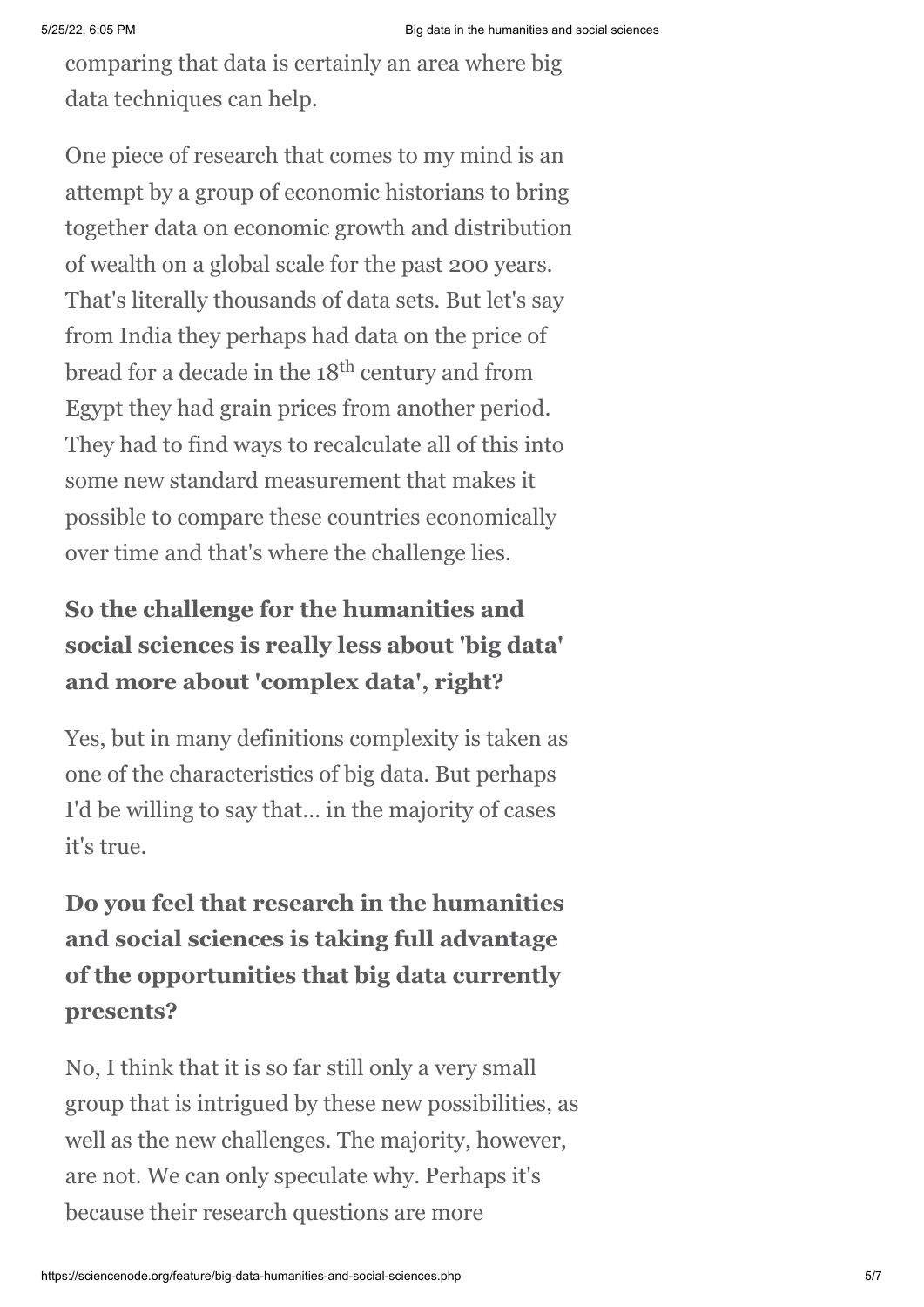comparing that data is certainly an area where big data techniques can help.

One piece of research that comes to my mind is an attempt by a group of economic historians to bring together data on economic growth and distribution of wealth on a global scale for the past 200 years. That's literally thousands of data sets. But let's say from India they perhaps had data on the price of bread for a decade in the 18th century and from Egypt they had grain prices from another period. They had to find ways to recalculate all of this into some new standard measurement that makes it possible to compare these countries economically over time and that's where the challenge lies.

**So the challenge for the humanities and social sciences is really less about 'big data' and more about 'complex data', right?**

Yes, but in many definitions complexity is taken as one of the characteristics of big data. But perhaps I'd be willing to say that… in the majority of cases it's true.

**Do you feel that research in the humanities and social sciences is taking full advantage of the opportunities that big data currently presents?**

No, I think that it is so far still only a very small group that is intrigued by these new possibilities, as well as the new challenges. The majority, however, are not. We can only speculate why. Perhaps it's because their research questions are more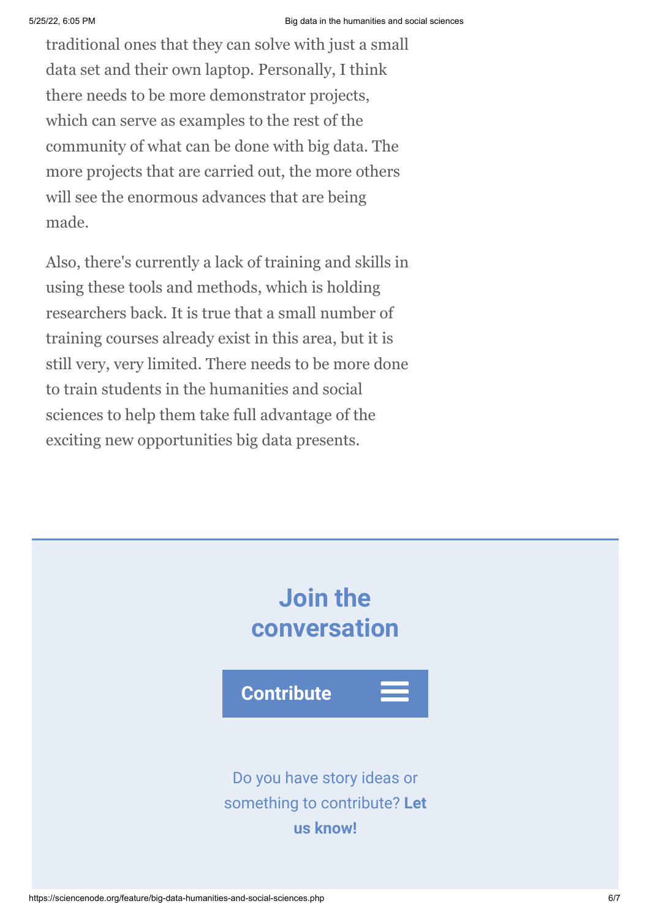traditional ones that they can solve with just a small data set and their own laptop. Personally, I think there needs to be more demonstrator projects, which can serve as examples to the rest of the community of what can be done with big data. The more projects that are carried out, the more others will see the enormous advances that are being made.

Also, there's currently a lack of training and skills in using these tools and methods, which is holding researchers back. It is true that a small number of training courses already exist in this area, but it is still very, very limited. There needs to be more done to train students in the humanities and social sciences to help them take full advantage of the exciting new opportunities big data presents.

## Join the conversation

**Contribute**

Do you have story ideas or something to contribute? **Let us know!**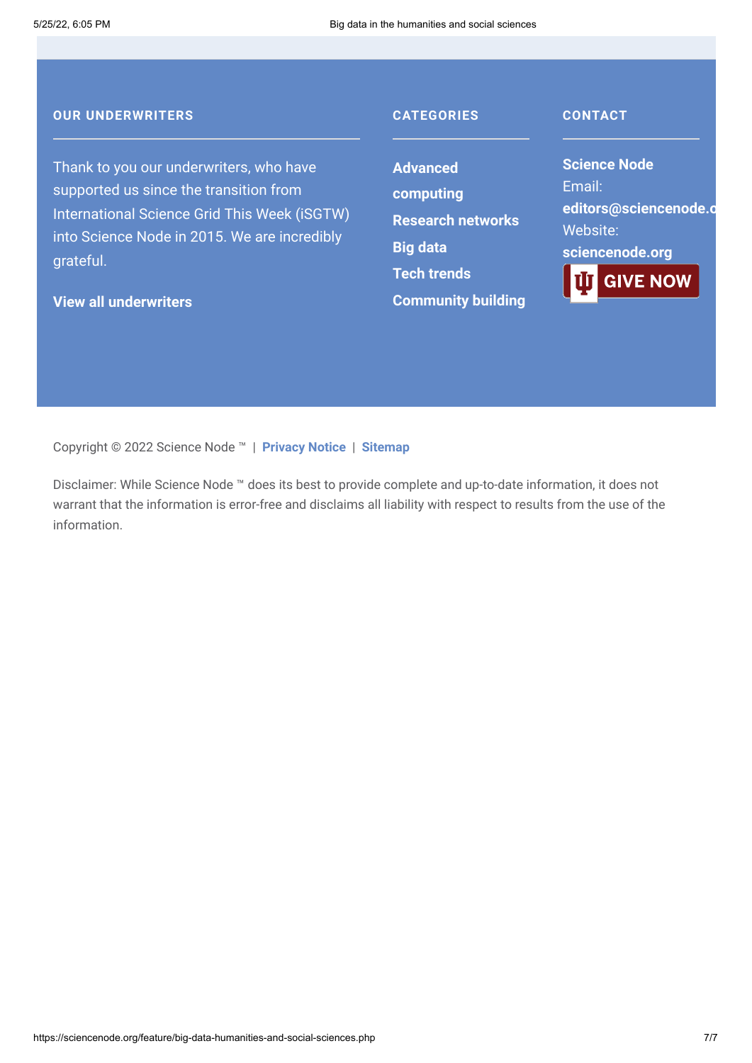## OUR UNDERWRITERS

Thank to you our underwriters, who have supported us since the transition from International Science Grid This Week (iSGTW) into Science Node in 2015. We are incredibly grateful.

**View all underwriters**

## CATEGORIES

**Advanced computing**

**Research networks**

**Big data**

**Tech trends**

**Community building**

## CONTACT

**Science Node**

Email:

**editors@sciencenode.o**

Website:

**sciencenode.org**

GIVE NOW

Copyright © 2022 Science Node ™ | **Privacy Notice** | **Sitemap**

Disclaimer: While Science Node ™ does its best to provide complete and up-to-date information, it does not warrant that the information is error-free and disclaims all liability with respect to results from the use of the information.